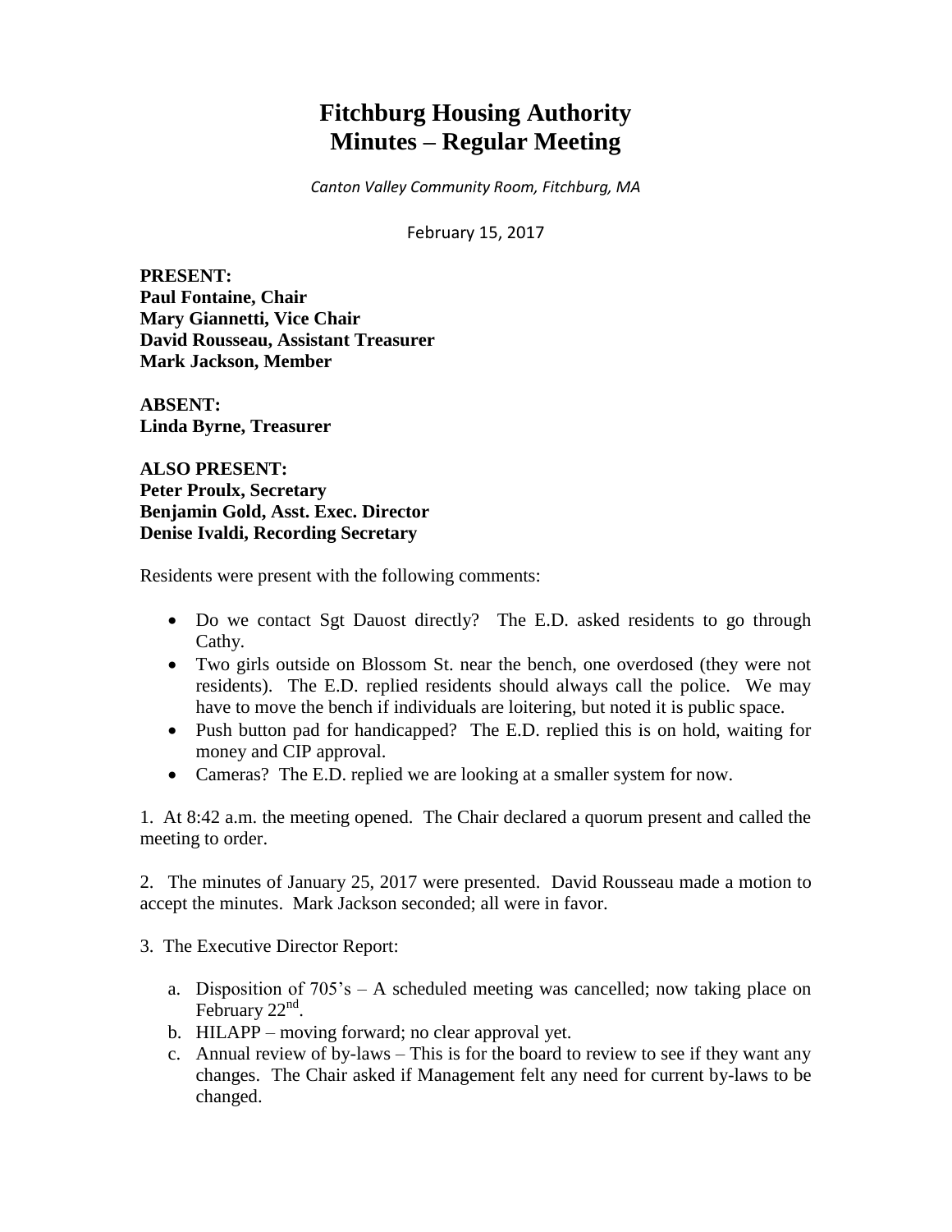# Fitchburg Housing Authority
# Minutes – Regular Meeting

*Canton Valley Community Room, Fitchburg, MA*

February 15, 2017

**PRESENT:**
**Paul Fontaine, Chair**
**Mary Giannetti, Vice Chair**
**David Rousseau, Assistant Treasurer**
**Mark Jackson, Member**

**ABSENT:**
**Linda Byrne, Treasurer**

**ALSO PRESENT:**
**Peter Proulx, Secretary**
**Benjamin Gold, Asst. Exec. Director**
**Denise Ivaldi, Recording Secretary**

Residents were present with the following comments:

- Do we contact Sgt Dauost directly? The E.D. asked residents to go through Cathy.
- Two girls outside on Blossom St. near the bench, one overdosed (they were not residents). The E.D. replied residents should always call the police. We may have to move the bench if individuals are loitering, but noted it is public space.
- Push button pad for handicapped? The E.D. replied this is on hold, waiting for money and CIP approval.
- Cameras? The E.D. replied we are looking at a smaller system for now.

1. At 8:42 a.m. the meeting opened. The Chair declared a quorum present and called the meeting to order.

2. The minutes of January 25, 2017 were presented. David Rousseau made a motion to accept the minutes. Mark Jackson seconded; all were in favor.

3. The Executive Director Report:

   a. Disposition of 705's – A scheduled meeting was cancelled; now taking place on February 22nd.
   b. HILAPP – moving forward; no clear approval yet.
   c. Annual review of by-laws – This is for the board to review to see if they want any changes. The Chair asked if Management felt any need for current by-laws to be changed.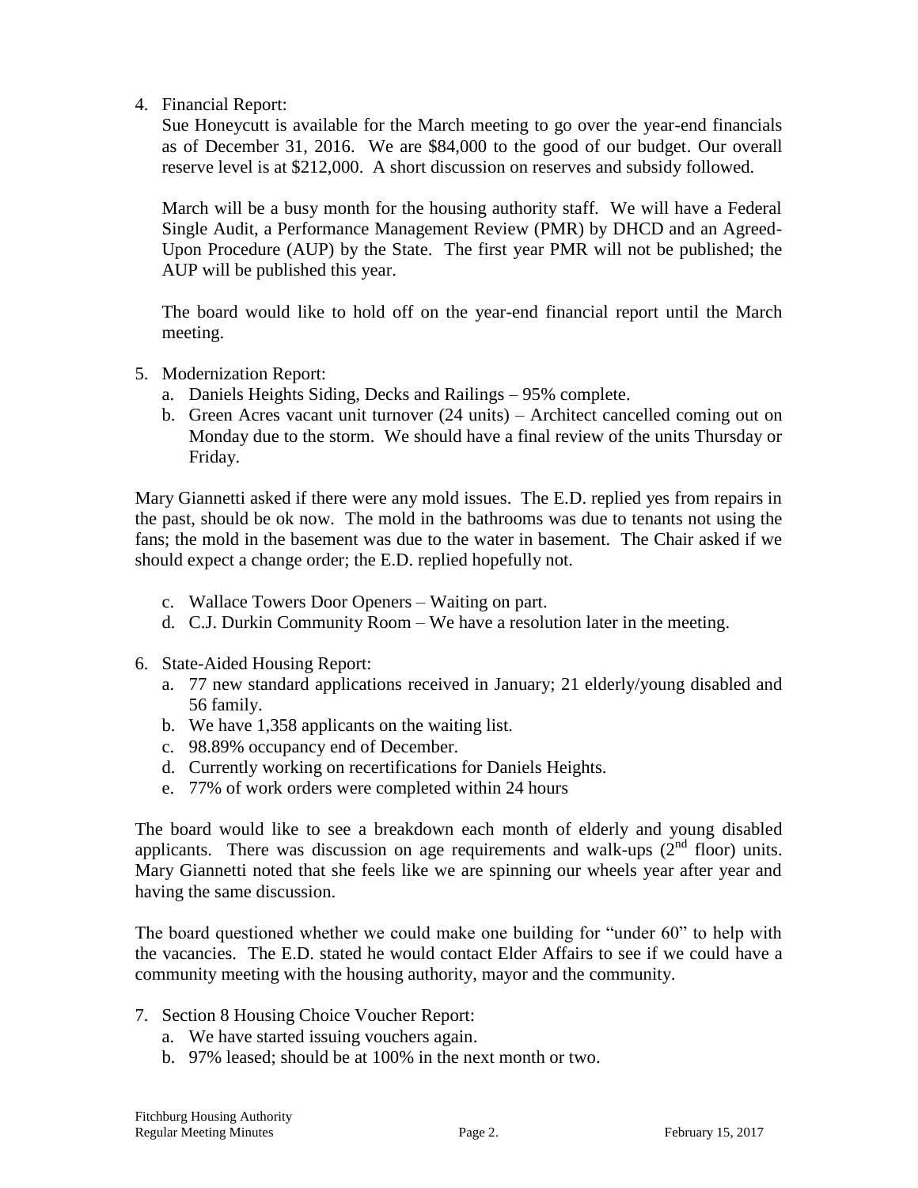4. Financial Report:

   Sue Honeycutt is available for the March meeting to go over the year-end financials as of December 31, 2016. We are $84,000 to the good of our budget. Our overall reserve level is at $212,000. A short discussion on reserves and subsidy followed.

   March will be a busy month for the housing authority staff. We will have a Federal Single Audit, a Performance Management Review (PMR) by DHCD and an Agreed-Upon Procedure (AUP) by the State. The first year PMR will not be published; the AUP will be published this year.

   The board would like to hold off on the year-end financial report until the March meeting.

5. Modernization Report:
   a. Daniels Heights Siding, Decks and Railings – 95% complete.
   b. Green Acres vacant unit turnover (24 units) – Architect cancelled coming out on Monday due to the storm. We should have a final review of the units Thursday or Friday.

Mary Giannetti asked if there were any mold issues. The E.D. replied yes from repairs in the past, should be ok now. The mold in the bathrooms was due to tenants not using the fans; the mold in the basement was due to the water in basement. The Chair asked if we should expect a change order; the E.D. replied hopefully not.

   c. Wallace Towers Door Openers – Waiting on part.
   d. C.J. Durkin Community Room – We have a resolution later in the meeting.

6. State-Aided Housing Report:
   a. 77 new standard applications received in January; 21 elderly/young disabled and 56 family.
   b. We have 1,358 applicants on the waiting list.
   c. 98.89% occupancy end of December.
   d. Currently working on recertifications for Daniels Heights.
   e. 77% of work orders were completed within 24 hours

The board would like to see a breakdown each month of elderly and young disabled applicants. There was discussion on age requirements and walk-ups (2nd floor) units. Mary Giannetti noted that she feels like we are spinning our wheels year after year and having the same discussion.

The board questioned whether we could make one building for "under 60" to help with the vacancies. The E.D. stated he would contact Elder Affairs to see if we could have a community meeting with the housing authority, mayor and the community.

7. Section 8 Housing Choice Voucher Report:
   a. We have started issuing vouchers again.
   b. 97% leased; should be at 100% in the next month or two.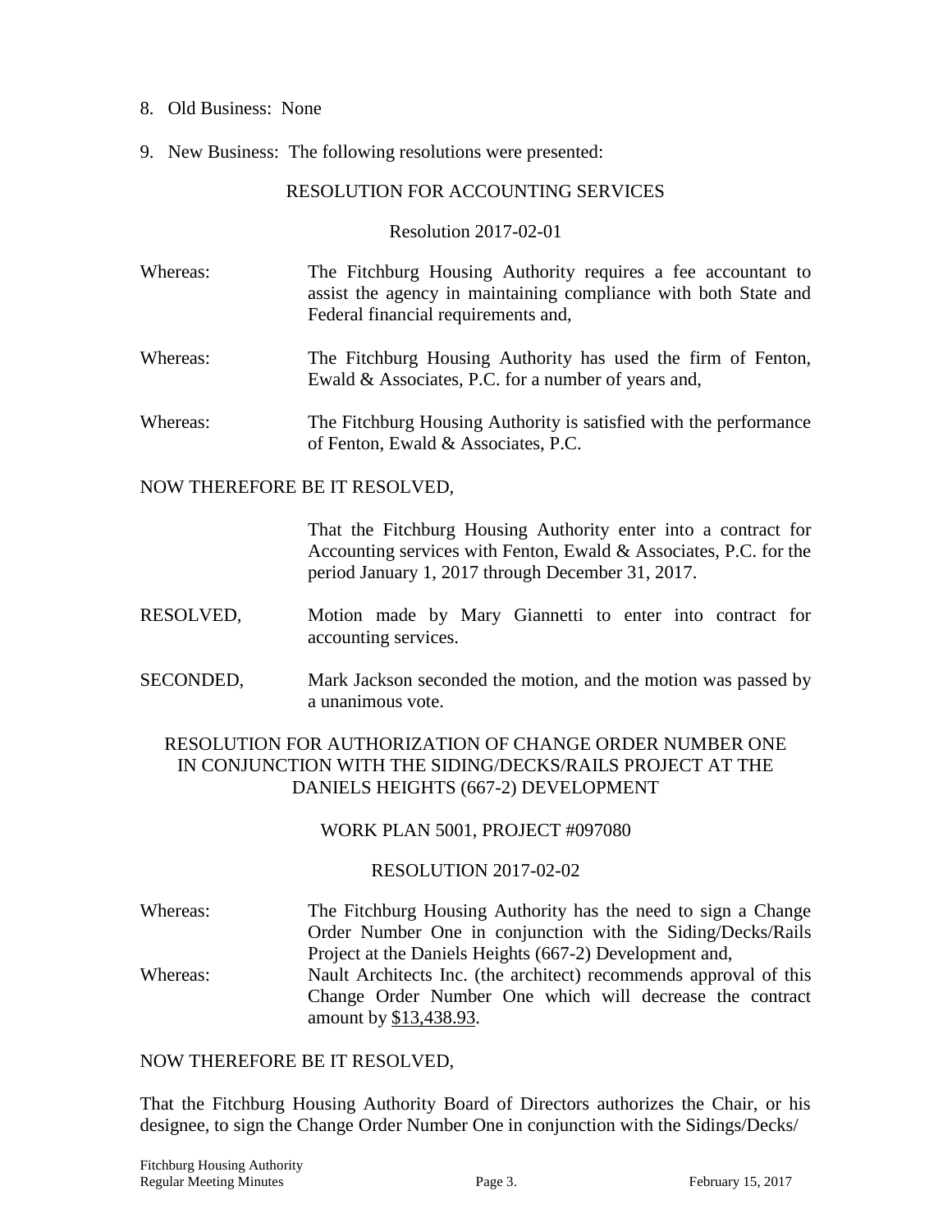8. Old Business: None

9. New Business: The following resolutions were presented:

RESOLUTION FOR ACCOUNTING SERVICES

Resolution 2017-02-01

Whereas: The Fitchburg Housing Authority requires a fee accountant to assist the agency in maintaining compliance with both State and Federal financial requirements and,

Whereas: The Fitchburg Housing Authority has used the firm of Fenton, Ewald & Associates, P.C. for a number of years and,

Whereas: The Fitchburg Housing Authority is satisfied with the performance of Fenton, Ewald & Associates, P.C.

NOW THEREFORE BE IT RESOLVED,

That the Fitchburg Housing Authority enter into a contract for Accounting services with Fenton, Ewald & Associates, P.C. for the period January 1, 2017 through December 31, 2017.

RESOLVED, Motion made by Mary Giannetti to enter into contract for accounting services.

SECONDED, Mark Jackson seconded the motion, and the motion was passed by a unanimous vote.

RESOLUTION FOR AUTHORIZATION OF CHANGE ORDER NUMBER ONE IN CONJUNCTION WITH THE SIDING/DECKS/RAILS PROJECT AT THE DANIELS HEIGHTS (667-2) DEVELOPMENT

WORK PLAN 5001, PROJECT #097080

RESOLUTION 2017-02-02

Whereas: The Fitchburg Housing Authority has the need to sign a Change Order Number One in conjunction with the Siding/Decks/Rails Project at the Daniels Heights (667-2) Development and,

Whereas: Nault Architects Inc. (the architect) recommends approval of this Change Order Number One which will decrease the contract amount by $13,438.93.

NOW THEREFORE BE IT RESOLVED,

That the Fitchburg Housing Authority Board of Directors authorizes the Chair, or his designee, to sign the Change Order Number One in conjunction with the Sidings/Decks/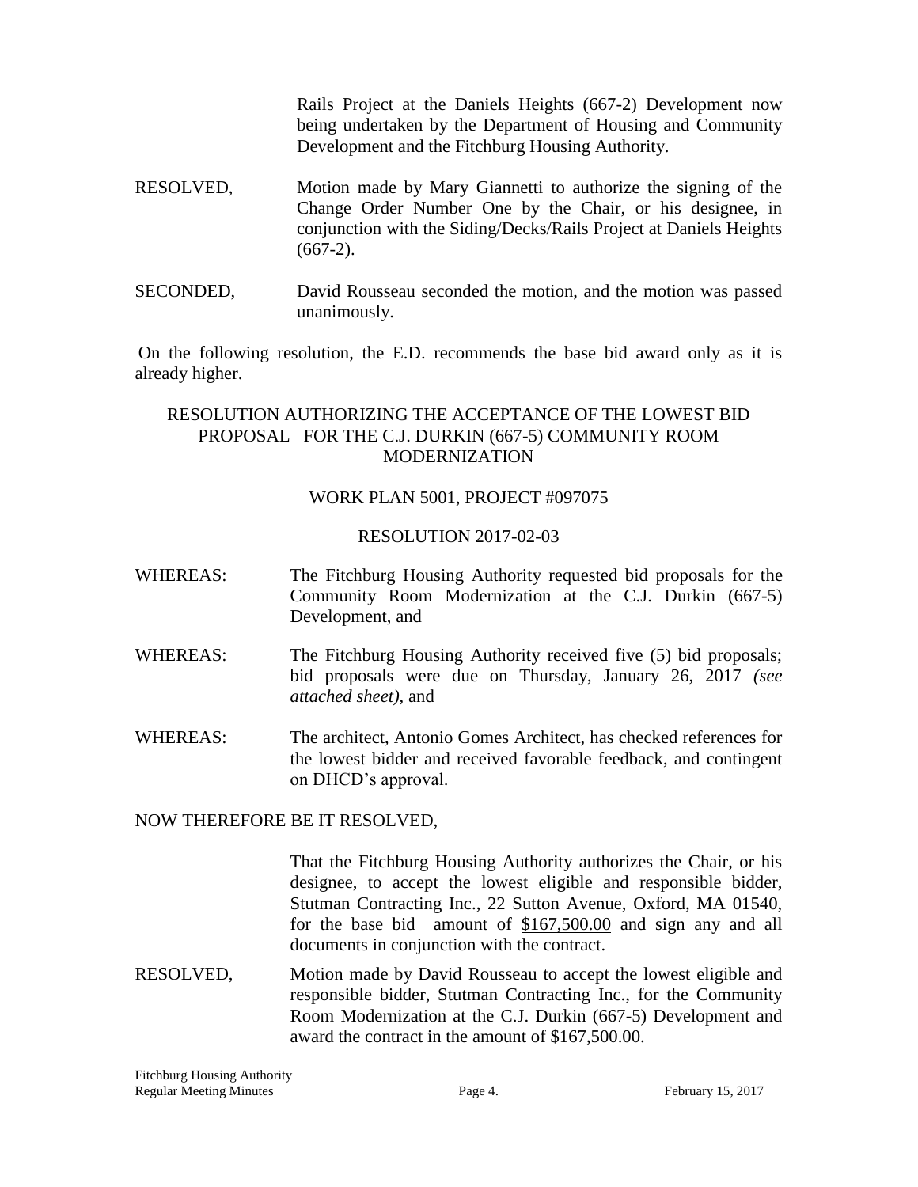Rails Project at the Daniels Heights (667-2) Development now being undertaken by the Department of Housing and Community Development and the Fitchburg Housing Authority.

RESOLVED, Motion made by Mary Giannetti to authorize the signing of the Change Order Number One by the Chair, or his designee, in conjunction with the Siding/Decks/Rails Project at Daniels Heights (667-2).

SECONDED, David Rousseau seconded the motion, and the motion was passed unanimously.

On the following resolution, the E.D. recommends the base bid award only as it is already higher.

RESOLUTION AUTHORIZING THE ACCEPTANCE OF THE LOWEST BID PROPOSAL FOR THE C.J. DURKIN (667-5) COMMUNITY ROOM MODERNIZATION

WORK PLAN 5001, PROJECT #097075

RESOLUTION 2017-02-03

WHEREAS: The Fitchburg Housing Authority requested bid proposals for the Community Room Modernization at the C.J. Durkin (667-5) Development, and

WHEREAS: The Fitchburg Housing Authority received five (5) bid proposals; bid proposals were due on Thursday, January 26, 2017 *(see attached sheet)*, and

WHEREAS: The architect, Antonio Gomes Architect, has checked references for the lowest bidder and received favorable feedback, and contingent on DHCD's approval.

NOW THEREFORE BE IT RESOLVED,

That the Fitchburg Housing Authority authorizes the Chair, or his designee, to accept the lowest eligible and responsible bidder, Stutman Contracting Inc., 22 Sutton Avenue, Oxford, MA 01540, for the base bid amount of <u>$167,500.00</u> and sign any and all documents in conjunction with the contract.

RESOLVED, Motion made by David Rousseau to accept the lowest eligible and responsible bidder, Stutman Contracting Inc., for the Community Room Modernization at the C.J. Durkin (667-5) Development and award the contract in the amount of <u>$167,500.00.</u>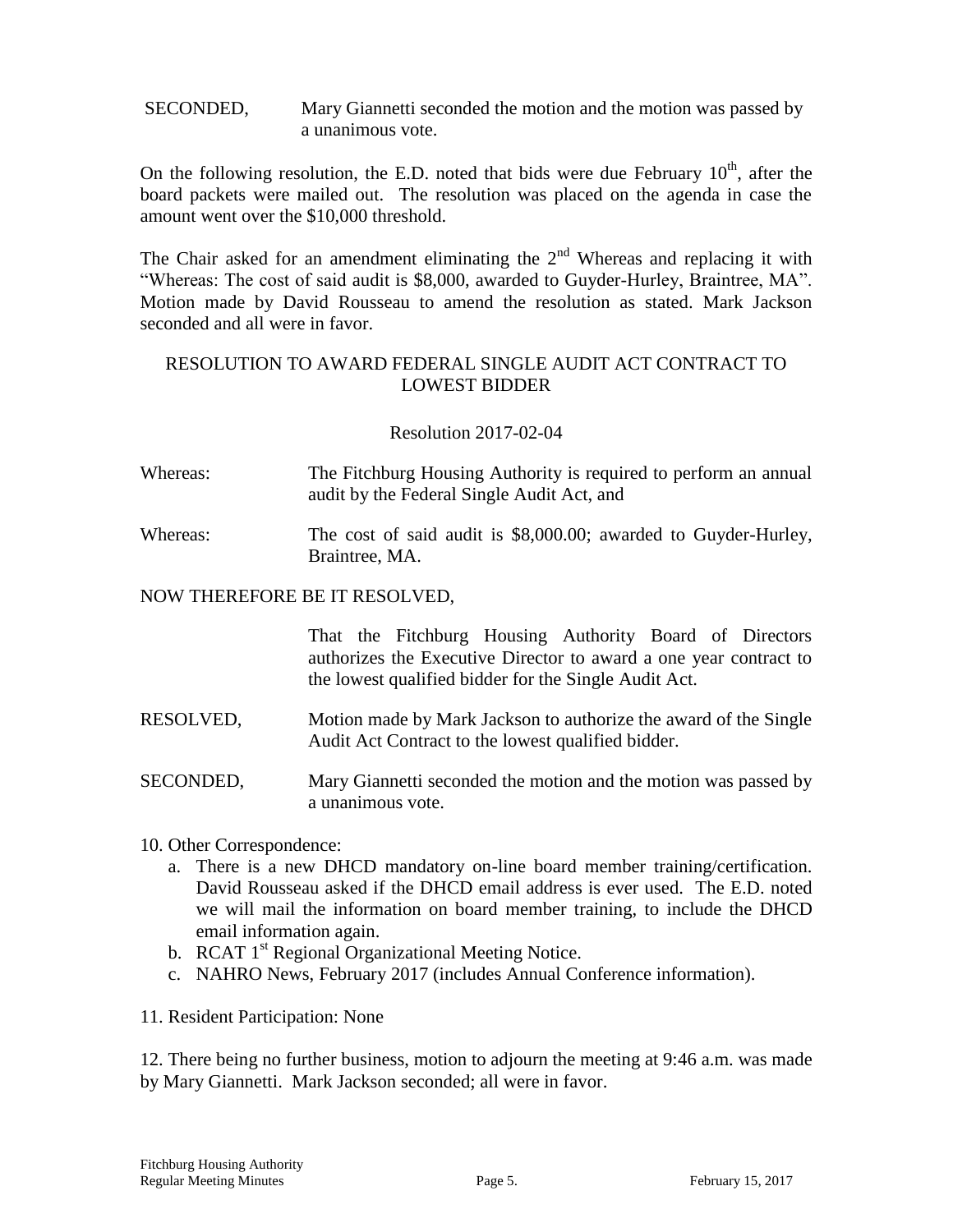SECONDED, Mary Giannetti seconded the motion and the motion was passed by a unanimous vote.

On the following resolution, the E.D. noted that bids were due February 10th, after the board packets were mailed out. The resolution was placed on the agenda in case the amount went over the $10,000 threshold.

The Chair asked for an amendment eliminating the 2nd Whereas and replacing it with "Whereas: The cost of said audit is $8,000, awarded to Guyder-Hurley, Braintree, MA". Motion made by David Rousseau to amend the resolution as stated. Mark Jackson seconded and all were in favor.

RESOLUTION TO AWARD FEDERAL SINGLE AUDIT ACT CONTRACT TO LOWEST BIDDER

Resolution 2017-02-04

Whereas: The Fitchburg Housing Authority is required to perform an annual audit by the Federal Single Audit Act, and

Whereas: The cost of said audit is $8,000.00; awarded to Guyder-Hurley, Braintree, MA.

NOW THEREFORE BE IT RESOLVED,

That the Fitchburg Housing Authority Board of Directors authorizes the Executive Director to award a one year contract to the lowest qualified bidder for the Single Audit Act.

RESOLVED, Motion made by Mark Jackson to authorize the award of the Single Audit Act Contract to the lowest qualified bidder.

SECONDED, Mary Giannetti seconded the motion and the motion was passed by a unanimous vote.

10. Other Correspondence:
   a. There is a new DHCD mandatory on-line board member training/certification. David Rousseau asked if the DHCD email address is ever used. The E.D. noted we will mail the information on board member training, to include the DHCD email information again.
   b. RCAT 1st Regional Organizational Meeting Notice.
   c. NAHRO News, February 2017 (includes Annual Conference information).

11. Resident Participation: None

12. There being no further business, motion to adjourn the meeting at 9:46 a.m. was made by Mary Giannetti. Mark Jackson seconded; all were in favor.